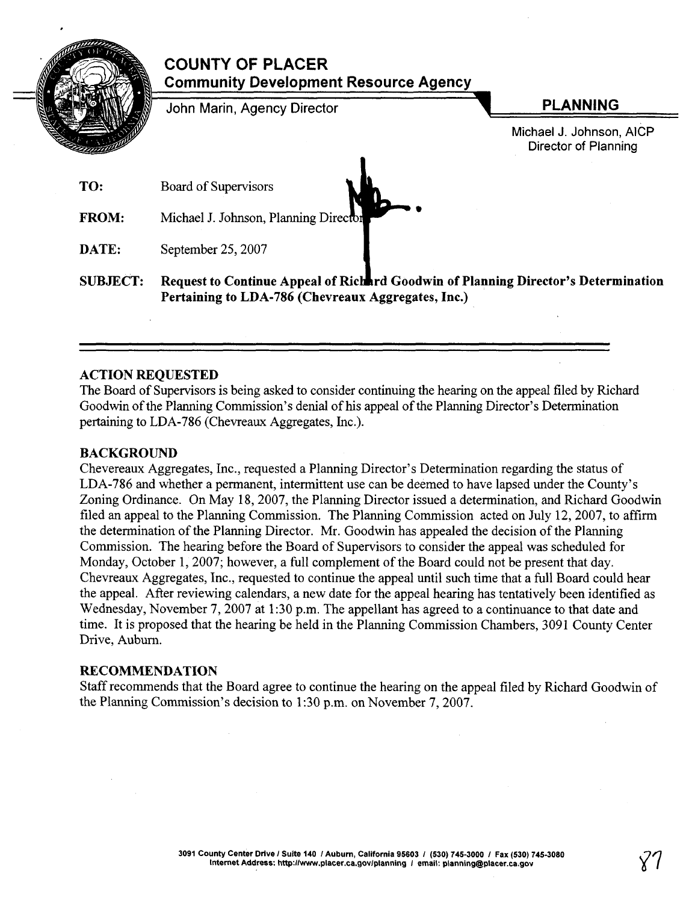# COUNTY OF PLACER

## Community Development Resource Agency

John Marin, Agency Director

**PLANNING**

Michael J. Johnson, AICP
Director of Planning

**TO:** Board of Supervisors

**FROM:** Michael J. Johnson, Planning Director

**DATE:** September 25, 2007

**SUBJECT:** **Request to Continue Appeal of Richard Goodwin of Planning Director's Determination Pertaining to LDA-786 (Chevreaux Aggregates, Inc.)**

---

### ACTION REQUESTED

The Board of Supervisors is being asked to consider continuing the hearing on the appeal filed by Richard Goodwin of the Planning Commission's denial of his appeal of the Planning Director's Determination pertaining to LDA-786 (Chevreaux Aggregates, Inc.).

### BACKGROUND

Chevereaux Aggregates, Inc., requested a Planning Director's Determination regarding the status of LDA-786 and whether a permanent, intermittent use can be deemed to have lapsed under the County's Zoning Ordinance. On May 18, 2007, the Planning Director issued a determination, and Richard Goodwin filed an appeal to the Planning Commission. The Planning Commission acted on July 12, 2007, to affirm the determination of the Planning Director. Mr. Goodwin has appealed the decision of the Planning Commission. The hearing before the Board of Supervisors to consider the appeal was scheduled for Monday, October 1, 2007; however, a full complement of the Board could not be present that day. Chevreaux Aggregates, Inc., requested to continue the appeal until such time that a full Board could hear the appeal. After reviewing calendars, a new date for the appeal hearing has tentatively been identified as Wednesday, November 7, 2007 at 1:30 p.m. The appellant has agreed to a continuance to that date and time. It is proposed that the hearing be held in the Planning Commission Chambers, 3091 County Center Drive, Auburn.

### RECOMMENDATION

Staff recommends that the Board agree to continue the hearing on the appeal filed by Richard Goodwin of the Planning Commission's decision to 1:30 p.m. on November 7, 2007.

3091 County Center Drive / Suite 140 / Auburn, California 95603 / (530) 745-3000 / Fax (530) 745-3080
Internet Address: http://www.placer.ca.gov/planning / email: planning@placer.ca.gov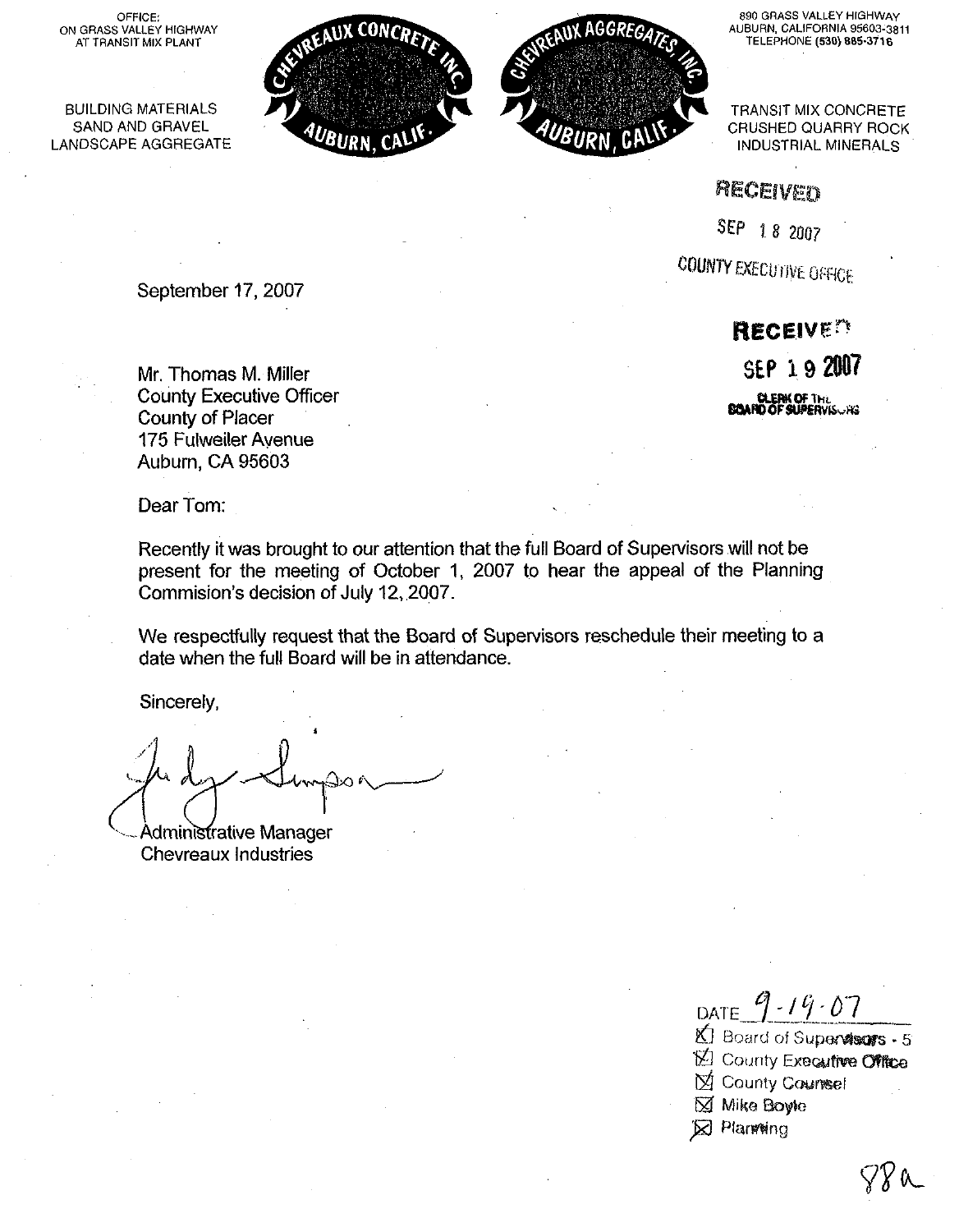OFFICE:
ON GRASS VALLEY HIGHWAY
AT TRANSIT MIX PLANT

BUILDING MATERIALS
SAND AND GRAVEL
LANDSCAPE AGGREGATE

CHEVREAUX CONCRETE INC.
AUBURN, CALIF.

CHEVREAUX AGGREGATES, INC.
AUBURN, CALIF.

890 GRASS VALLEY HIGHWAY
AUBURN, CALIFORNIA 95603-3811
TELEPHONE (530) 885-3716

TRANSIT MIX CONCRETE
CRUSHED QUARRY ROCK
INDUSTRIAL MINERALS

RECEIVED
SEP 18 2007
COUNTY EXECUTIVE OFFICE

RECEIVED
SEP 19 2007
CLERK OF THE
BOARD OF SUPERVISORS

September 17, 2007

Mr. Thomas M. Miller
County Executive Officer
County of Placer
175 Fulweiler Avenue
Auburn, CA 95603

Dear Tom:

Recently it was brought to our attention that the full Board of Supervisors will not be present for the meeting of October 1, 2007 to hear the appeal of the Planning Commision's decision of July 12, 2007.

We respectfully request that the Board of Supervisors reschedule their meeting to a date when the full Board will be in attendance.

Sincerely,

Judy Simpson

Administrative Manager
Chevreaux Industries

DATE 9-19-07

- [x] Board of Supervisors - 5
- [x] County Executive Office
- [x] County Counsel
- [x] Mike Boyle
- [x] Planning

88a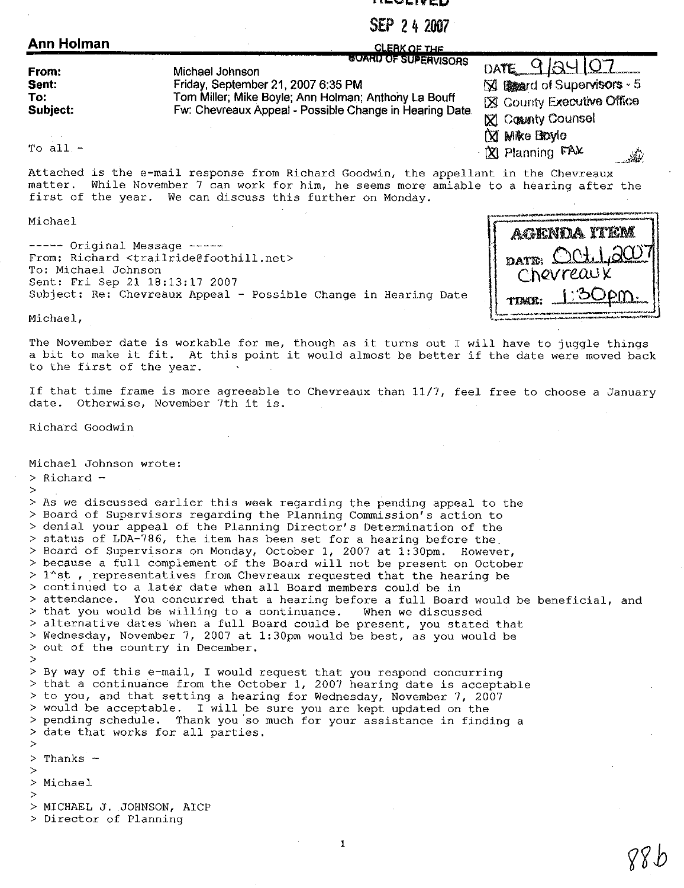RECEIVED

SEP 24 2007

CLERK OF THE BOARD OF SUPERVISORS

**Ann Holman**

DATE 9/24/07

- [X] Board of Supervisors - 5
- [X] County Executive Office
- [X] County Counsel
- [X] Mike Boyle
- [X] Planning FAX

| | |
|---|---|
| **From:** | Michael Johnson |
| **Sent:** | Friday, September 21, 2007 6:35 PM |
| **To:** | Tom Miller; Mike Boyle; Ann Holman; Anthony La Bouff |
| **Subject:** | Fw: Chevreaux Appeal - Possible Change in Hearing Date |

AGENDA ITEM
DATE: Oct. 1, 2007
Chevreaux
TIME: 1:30pm.

To all -

Attached is the e-mail response from Richard Goodwin, the appellant in the Chevreaux matter. While November 7 can work for him, he seems more amiable to a hearing after the first of the year. We can discuss this further on Monday.

Michael

----- Original Message -----
From: Richard <trailride@foothill.net>
To: Michael Johnson
Sent: Fri Sep 21 18:13:17 2007
Subject: Re: Chevreaux Appeal - Possible Change in Hearing Date

Michael,

The November date is workable for me, though as it turns out I will have to juggle things a bit to make it fit. At this point it would almost be better if the date were moved back to the first of the year.

If that time frame is more agreeable to Chevreaux than 11/7, feel free to choose a January date. Otherwise, November 7th it is.

Richard Goodwin

Michael Johnson wrote:

> Richard -
>
> As we discussed earlier this week regarding the pending appeal to the Board of Supervisors regarding the Planning Commission's action to denial your appeal of the Planning Director's Determination of the status of LDA-786, the item has been set for a hearing before the Board of Supervisors on Monday, October 1, 2007 at 1:30pm. However, because a full complement of the Board will not be present on October 1^st , representatives from Chevreaux requested that the hearing be continued to a later date when all Board members could be in attendance. You concurred that a hearing before a full Board would be beneficial, and that you would be willing to a continuance. When we discussed alternative dates when a full Board could be present, you stated that Wednesday, November 7, 2007 at 1:30pm would be best, as you would be out of the country in December.
>
> By way of this e-mail, I would request that you respond concurring that a continuance from the October 1, 2007 hearing date is acceptable to you, and that setting a hearing for Wednesday, November 7, 2007 would be acceptable. I will be sure you are kept updated on the pending schedule. Thank you so much for your assistance in finding a date that works for all parties.
>
> Thanks -
>
> Michael
>
> MICHAEL J. JOHNSON, AICP
> Director of Planning

88b